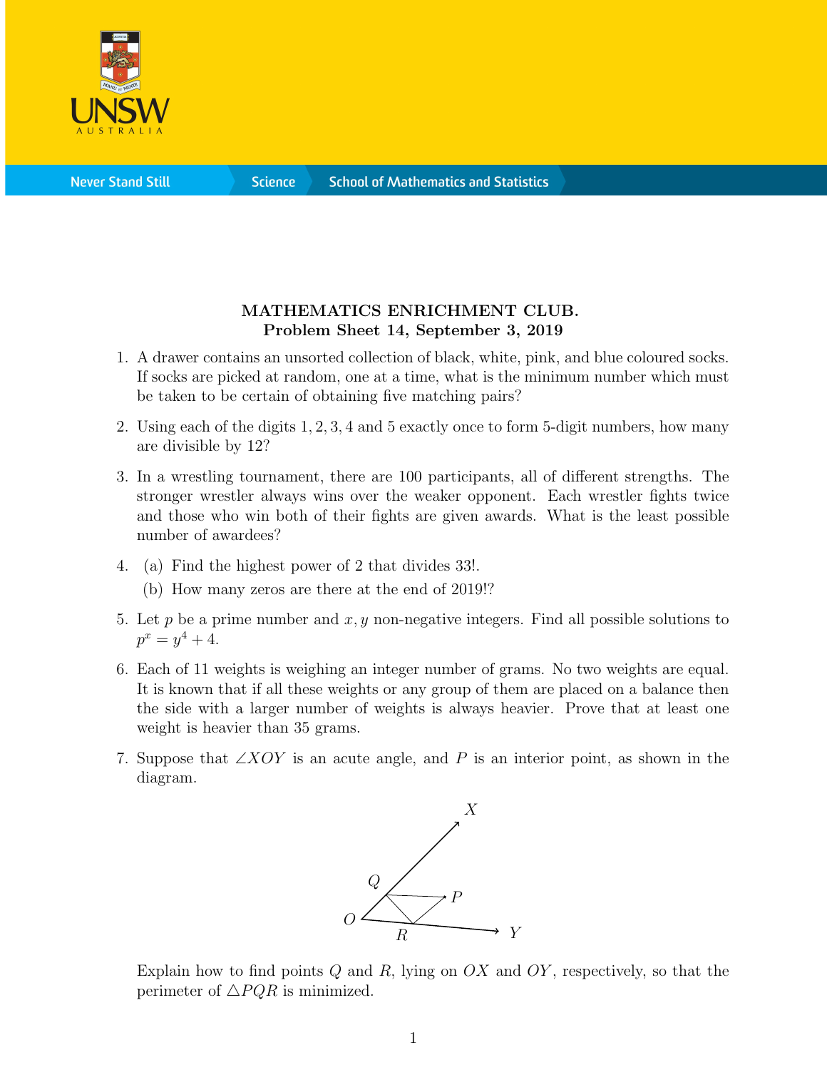**MATHEMATICS ENRICHMENT CLUB.**
**Problem Sheet 14, September 3, 2019**

1. A drawer contains an unsorted collection of black, white, pink, and blue coloured socks. If socks are picked at random, one at a time, what is the minimum number which must be taken to be certain of obtaining five matching pairs?

2. Using each of the digits $1, 2, 3, 4$ and $5$ exactly once to form 5-digit numbers, how many are divisible by 12?

3. In a wrestling tournament, there are 100 participants, all of different strengths. The stronger wrestler always wins over the weaker opponent. Each wrestler fights twice and those who win both of their fights are given awards. What is the least possible number of awardees?

4. (a) Find the highest power of 2 that divides $33!$.

   (b) How many zeros are there at the end of $2019!$?

5. Let $p$ be a prime number and $x, y$ non-negative integers. Find all possible solutions to $p^x = y^4 + 4$.

6. Each of 11 weights is weighing an integer number of grams. No two weights are equal. It is known that if all these weights or any group of them are placed on a balance then the side with a larger number of weights is always heavier. Prove that at least one weight is heavier than 35 grams.

7. Suppose that $\angle XOY$ is an acute angle, and $P$ is an interior point, as shown in the diagram.

   Explain how to find points $Q$ and $R$, lying on $OX$ and $OY$, respectively, so that the perimeter of $\triangle PQR$ is minimized.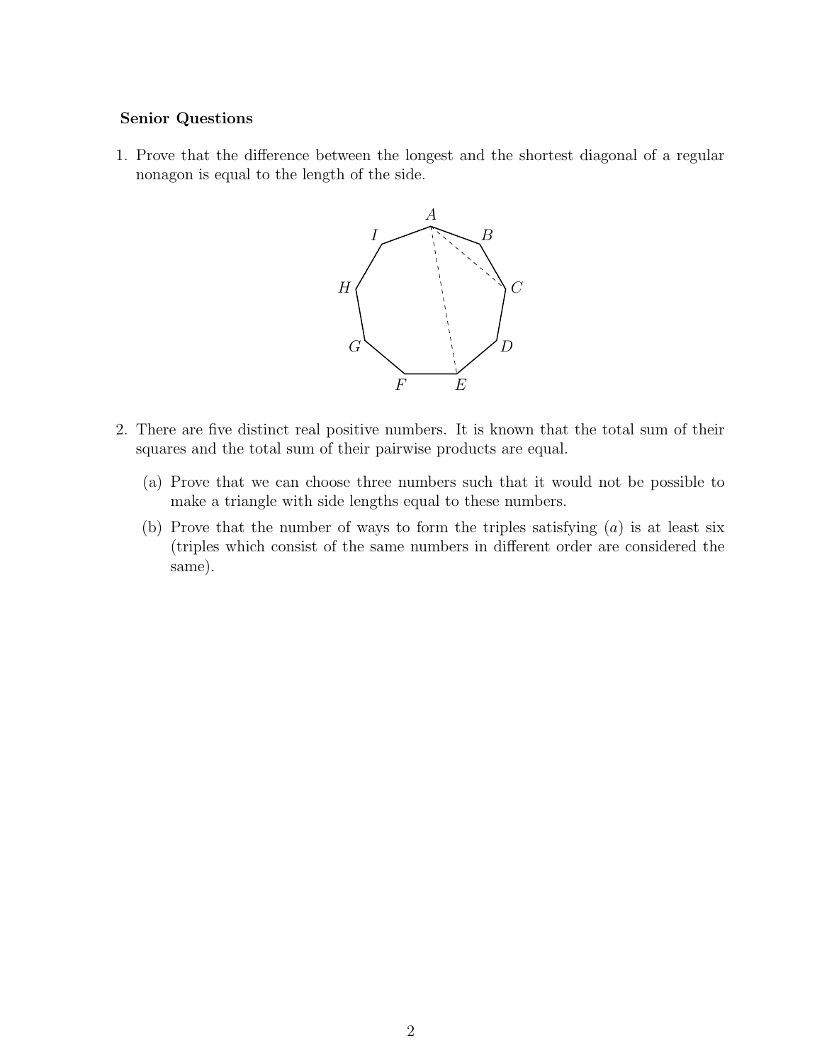**Senior Questions**

1. Prove that the difference between the longest and the shortest diagonal of a regular nonagon is equal to the length of the side.

A
I
B
H
C
G
D
F
E

2. There are five distinct real positive numbers. It is known that the total sum of their squares and the total sum of their pairwise products are equal.

   (a) Prove that we can choose three numbers such that it would not be possible to make a triangle with side lengths equal to these numbers.

   (b) Prove that the number of ways to form the triples satisfying $(a)$ is at least six (triples which consist of the same numbers in different order are considered the same).